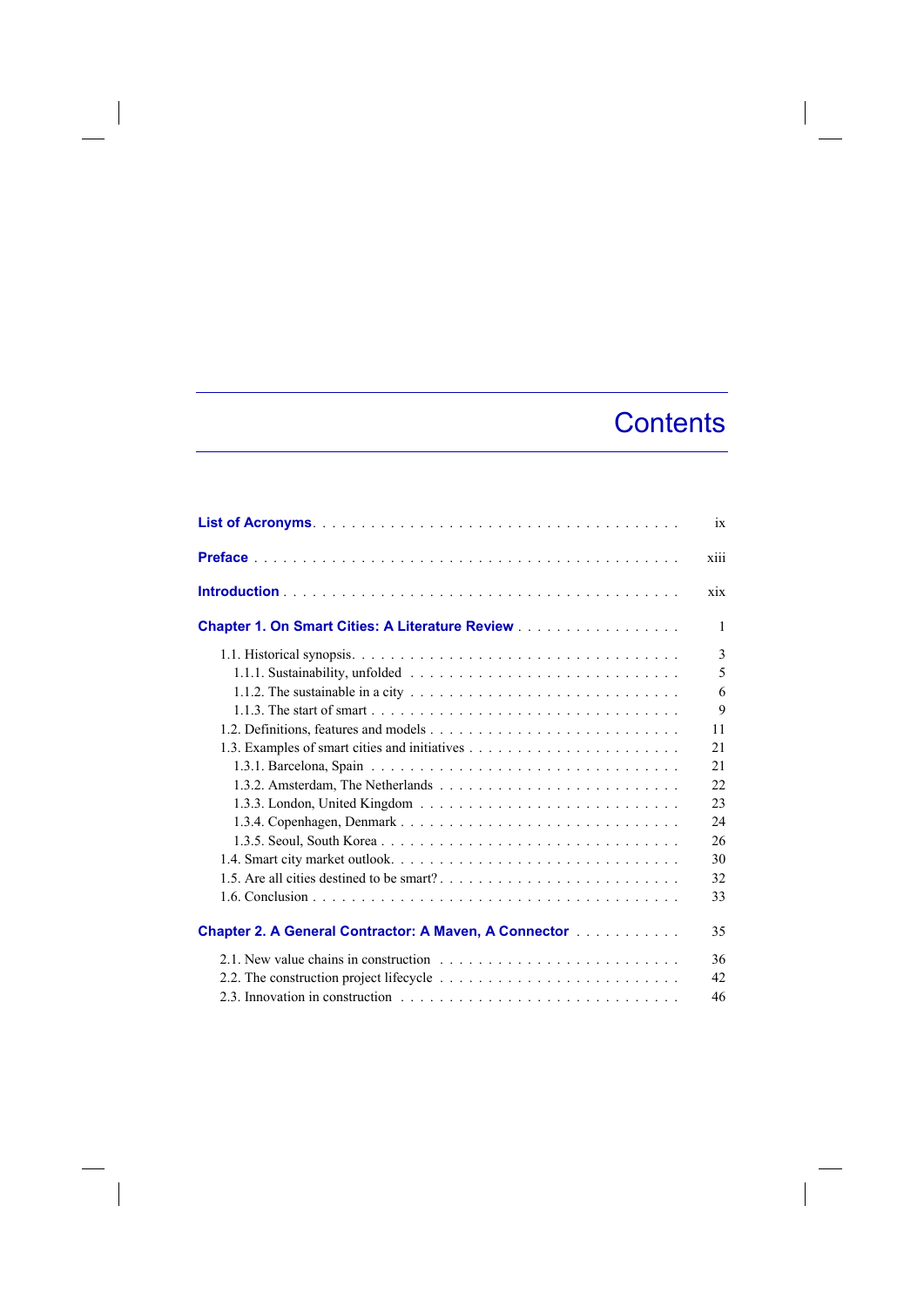# Contents

**List of Acronyms** ix

**Preface** xiii

**Introduction** xix

**Chapter 1. On Smart Cities: A Literature Review** 1

- 1.1. Historical synopsis 3
  - 1.1.1. Sustainability, unfolded 5
  - 1.1.2. The sustainable in a city 6
  - 1.1.3. The start of smart 9
- 1.2. Definitions, features and models 11
- 1.3. Examples of smart cities and initiatives 21
  - 1.3.1. Barcelona, Spain 21
  - 1.3.2. Amsterdam, The Netherlands 22
  - 1.3.3. London, United Kingdom 23
  - 1.3.4. Copenhagen, Denmark 24
  - 1.3.5. Seoul, South Korea 26
- 1.4. Smart city market outlook 30
- 1.5. Are all cities destined to be smart? 32
- 1.6. Conclusion 33

**Chapter 2. A General Contractor: A Maven, A Connector** 35

- 2.1. New value chains in construction 36
- 2.2. The construction project lifecycle 42
- 2.3. Innovation in construction 46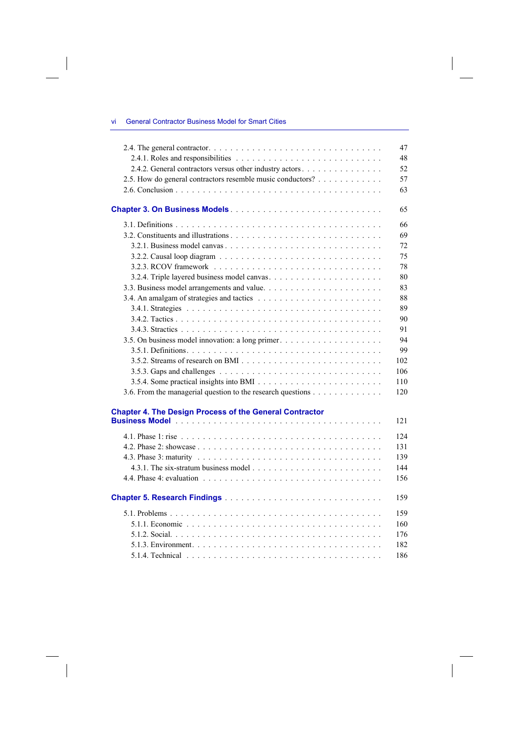2.4. The general contractor . . . 47

2.4.1. Roles and responsibilities . . . 48

2.4.2. General contractors versus other industry actors . . . 52

2.5. How do general contractors resemble music conductors? . . . 57

2.6. Conclusion . . . 63

**Chapter 3. On Business Models** . . . 65

3.1. Definitions . . . 66

3.2. Constituents and illustrations . . . 69

3.2.1. Business model canvas . . . 72

3.2.2. Causal loop diagram . . . 75

3.2.3. RCOV framework . . . 78

3.2.4. Triple layered business model canvas . . . 80

3.3. Business model arrangements and value . . . 83

3.4. An amalgam of strategies and tactics . . . 88

3.4.1. Strategies . . . 89

3.4.2. Tactics . . . 90

3.4.3. Stractics . . . 91

3.5. On business model innovation: a long primer . . . 94

3.5.1. Definitions . . . 99

3.5.2. Streams of research on BMI . . . 102

3.5.3. Gaps and challenges . . . 106

3.5.4. Some practical insights into BMI . . . 110

3.6. From the managerial question to the research questions . . . 120

**Chapter 4. The Design Process of the General Contractor Business Model** . . . 121

4.1. Phase 1: rise . . . 124

4.2. Phase 2: showcase . . . 131

4.3. Phase 3: maturity . . . 139

4.3.1. The six-stratum business model . . . 144

4.4. Phase 4: evaluation . . . 156

**Chapter 5. Research Findings** . . . 159

5.1. Problems . . . 159

5.1.1. Economic . . . 160

5.1.2. Social . . . 176

5.1.3. Environment . . . 182

5.1.4. Technical . . . 186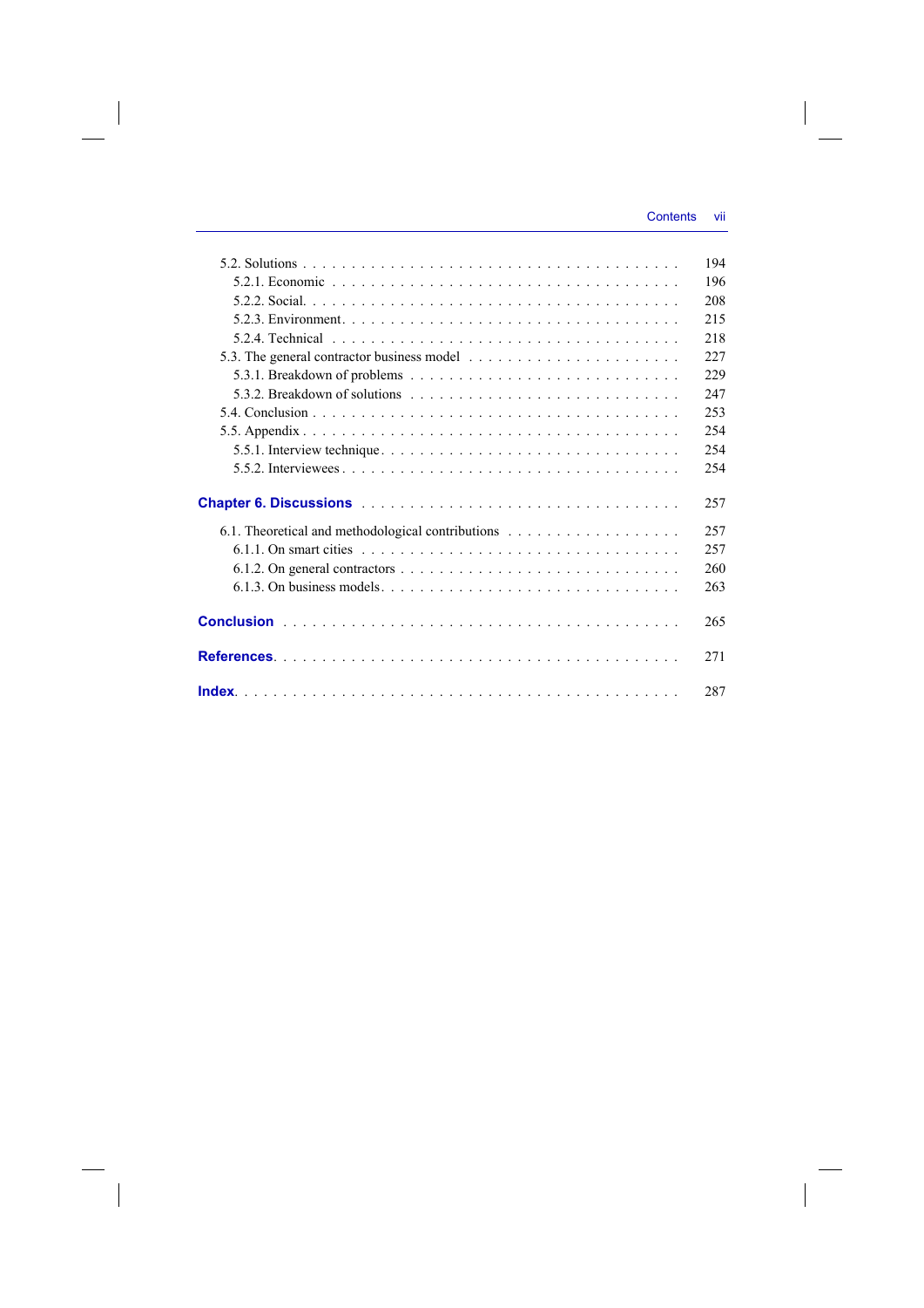5.2. Solutions . . . . . . . . . . 194
5.2.1. Economic . . . . . . . . . . 196
5.2.2. Social. . . . . . . . . . 208
5.2.3. Environment. . . . . . . . . . 215
5.2.4. Technical . . . . . . . . . . 218
5.3. The general contractor business model . . . . . . . . . . 227
5.3.1. Breakdown of problems . . . . . . . . . . 229
5.3.2. Breakdown of solutions . . . . . . . . . . 247
5.4. Conclusion . . . . . . . . . . 253
5.5. Appendix . . . . . . . . . . 254
5.5.1. Interview technique. . . . . . . . . . 254
5.5.2. Interviewees . . . . . . . . . . 254

**Chapter 6. Discussions** . . . . . . . . . . 257

6.1. Theoretical and methodological contributions . . . . . . . . . . 257
6.1.1. On smart cities . . . . . . . . . . 257
6.1.2. On general contractors . . . . . . . . . . 260
6.1.3. On business models. . . . . . . . . . 263

**Conclusion** . . . . . . . . . . 265

**References**. . . . . . . . . . 271

**Index**. . . . . . . . . . 287